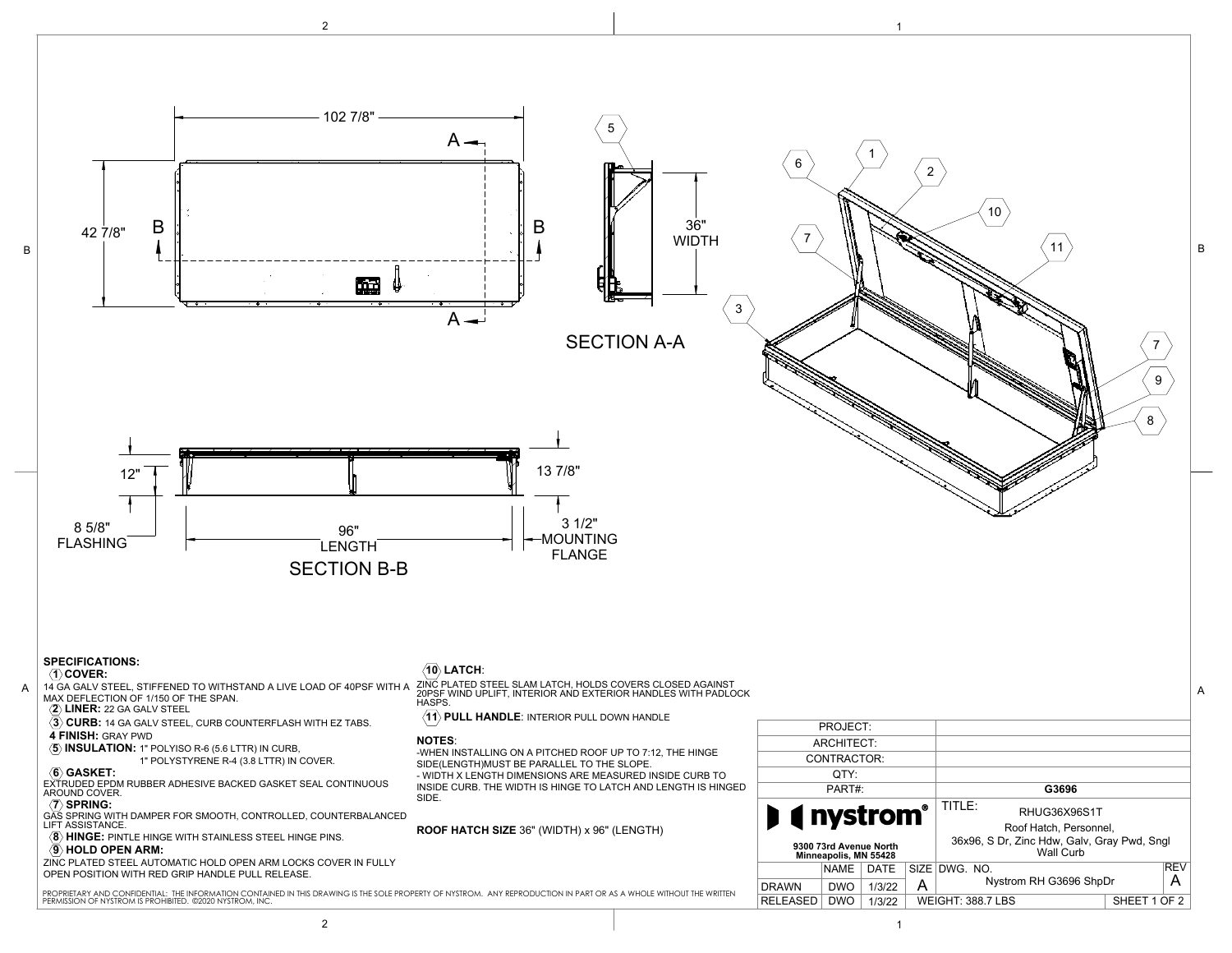102 7/8"

42 7/8"

A — A

B — B

36" WIDTH

SECTION A-A

12"

8 5/8" FLASHING

96" LENGTH

13 7/8"

3 1/2" MOUNTING FLANGE

SECTION B-B

## SPECIFICATIONS:

**1 COVER:**
14 GA GALV STEEL, STIFFENED TO WITHSTAND A LIVE LOAD OF 40PSF WITH A MAX DEFLECTION OF 1/150 OF THE SPAN.

**2 LINER:** 22 GA GALV STEEL

**3 CURB:** 14 GA GALV STEEL, CURB COUNTERFLASH WITH EZ TABS.

**4 FINISH:** GRAY PWD

**5 INSULATION:** 1" POLYISO R-6 (5.6 LTTR) IN CURB,
1" POLYSTYRENE R-4 (3.8 LTTR) IN COVER.

**6 GASKET:**
EXTRUDED EPDM RUBBER ADHESIVE BACKED GASKET SEAL CONTINUOUS AROUND COVER.

**7 SPRING:**
GAS SPRING WITH DAMPER FOR SMOOTH, CONTROLLED, COUNTERBALANCED LIFT ASSISTANCE.

**8 HINGE:** PINTLE HINGE WITH STAINLESS STEEL HINGE PINS.

**9 HOLD OPEN ARM:**
ZINC PLATED STEEL AUTOMATIC HOLD OPEN ARM LOCKS COVER IN FULLY OPEN POSITION WITH RED GRIP HANDLE PULL RELEASE.

**10 LATCH:**
ZINC PLATED STEEL SLAM LATCH, HOLDS COVERS CLOSED AGAINST 20PSF WIND UPLIFT, INTERIOR AND EXTERIOR HANDLES WITH PADLOCK HASPS.

**11 PULL HANDLE:** INTERIOR PULL DOWN HANDLE

**NOTES:**
-WHEN INSTALLING ON A PITCHED ROOF UP TO 7:12, THE HINGE SIDE(LENGTH)MUST BE PARALLEL TO THE SLOPE.
- WIDTH X LENGTH DIMENSIONS ARE MEASURED INSIDE CURB TO INSIDE CURB. THE WIDTH IS HINGE TO LATCH AND LENGTH IS HINGED SIDE.

**ROOF HATCH SIZE** 36" (WIDTH) x 96" (LENGTH)

PROPRIETARY AND CONFIDENTIAL: THE INFORMATION CONTAINED IN THIS DRAWING IS THE SOLE PROPERTY OF NYSTROM. ANY REPRODUCTION IN PART OR AS A WHOLE WITHOUT THE WRITTEN PERMISSION OF NYSTROM IS PROHIBITED. ©2020 NYSTROM, INC.

| PROJECT: | |
|---|---|
| ARCHITECT: | |
| CONTRACTOR: | |
| QTY: | |
| PART#: | G3696 |

**nystrom®**
9300 73rd Avenue North
Minneapolis, MN 55428

TITLE: RHUG36X96S1T
Roof Hatch, Personnel, 36x96, S Dr, Zinc Hdw, Galv, Gray Pwd, Sngl Wall Curb

| | NAME | DATE | SIZE | DWG. NO. | REV |
|---|---|---|---|---|---|
| DRAWN | DWO | 1/3/22 | A | Nystrom RH G3696 ShpDr | A |
| RELEASED | DWO | 1/3/22 | WEIGHT: 388.7 LBS | SHEET 1 OF 2 | |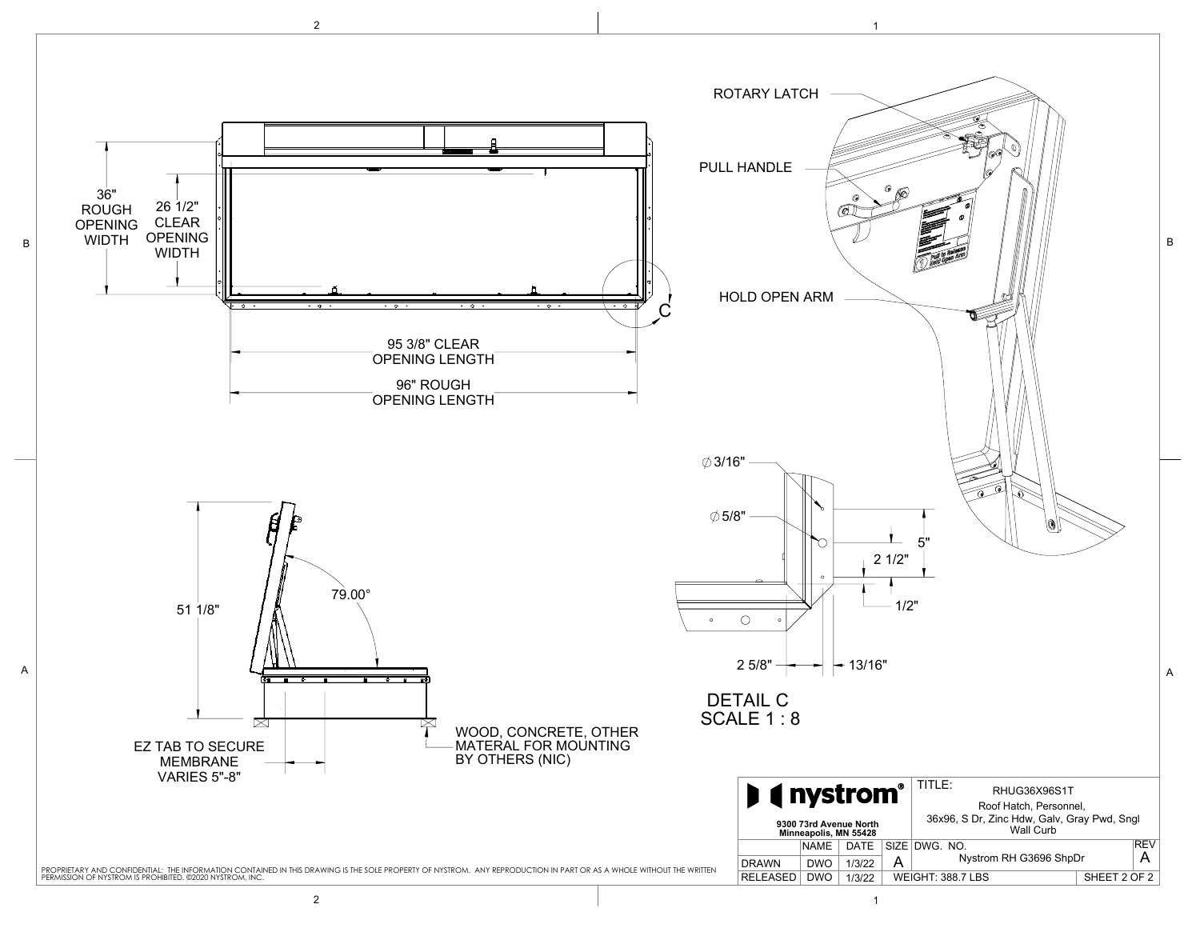36" ROUGH OPENING WIDTH

26 1/2" CLEAR OPENING WIDTH

95 3/8" CLEAR OPENING LENGTH

96" ROUGH OPENING LENGTH

C

ROTARY LATCH

PULL HANDLE

HOLD OPEN ARM

51 1/8"

79.00°

EZ TAB TO SECURE MEMBRANE VARIES 5"-8"

WOOD, CONCRETE, OTHER MATERAL FOR MOUNTING BY OTHERS (NIC)

∅3/16"

∅5/8"

5"

2 1/2"

1/2"

2 5/8"

13/16"

DETAIL C
SCALE 1 : 8

PROPRIETARY AND CONFIDENTIAL: THE INFORMATION CONTAINED IN THIS DRAWING IS THE SOLE PROPERTY OF NYSTROM. ANY REPRODUCTION IN PART OR AS A WHOLE WITHOUT THE WRITTEN PERMISSION OF NYSTROM IS PROHIBITED. ©2020 NYSTROM, INC.

**nystrom®**
9300 73rd Avenue North
Minneapolis, MN 55428

| | NAME | DATE | SIZE | DWG. NO. | REV |
|---|---|---|---|---|---|
| DRAWN | DWO | 1/3/22 | A | Nystrom RH G3696 ShpDr | A |
| RELEASED | DWO | 1/3/22 | WEIGHT: 388.7 LBS | | SHEET 2 OF 2 |

TITLE: RHUG36X96S1T
Roof Hatch, Personnel, 36x96, S Dr, Zinc Hdw, Galv, Gray Pwd, Sngl Wall Curb